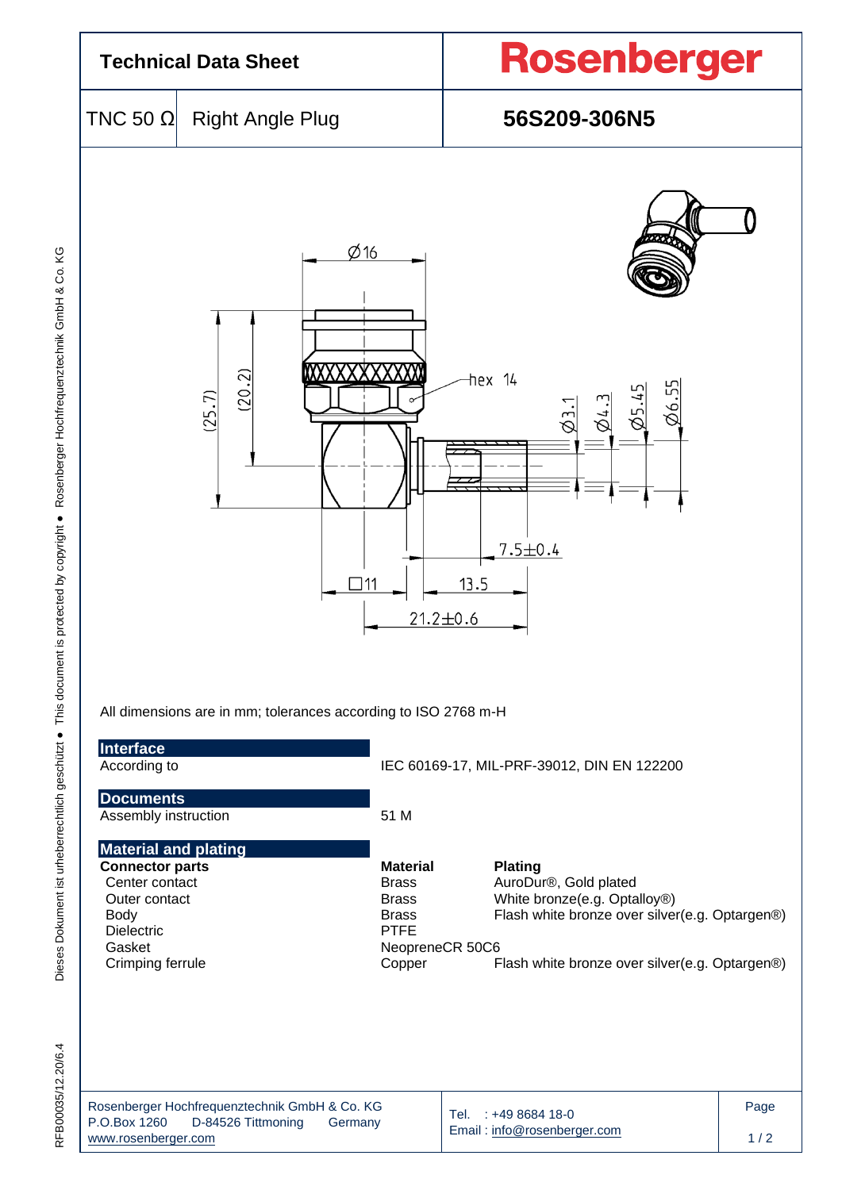# Technical Data Sheet

**Rosenberger**

TNC 50 Ω | Right Angle Plug

**56S209-306N5**

All dimensions are in mm; tolerances according to ISO 2768 m-H

## Interface

| | |
|---|---|
| According to | IEC 60169-17, MIL-PRF-39012, DIN EN 122200 |

## Documents

| | |
|---|---|
| Assembly instruction | 51 M |

## Material and plating

| Connector parts | Material | Plating |
|---|---|---|
| Center contact | Brass | AuroDur®, Gold plated |
| Outer contact | Brass | White bronze(e.g. Optalloy®) |
| Body | Brass | Flash white bronze over silver(e.g. Optargen®) |
| Dielectric | PTFE | |
| Gasket | NeopreneCR 50C6 | |
| Crimping ferrule | Copper | Flash white bronze over silver(e.g. Optargen®) |

Rosenberger Hochfrequenztechnik GmbH & Co. KG
P.O.Box 1260 D-84526 Tittmoning Germany
www.rosenberger.com

Tel. : +49 8684 18-0
Email : info@rosenberger.com

RFB00035/12.20/6.4

Dieses Dokument ist urheberrechtlich geschützt ● This document is protected by copyright ● Rosenberger Hochfrequenztechnik GmbH & Co. KG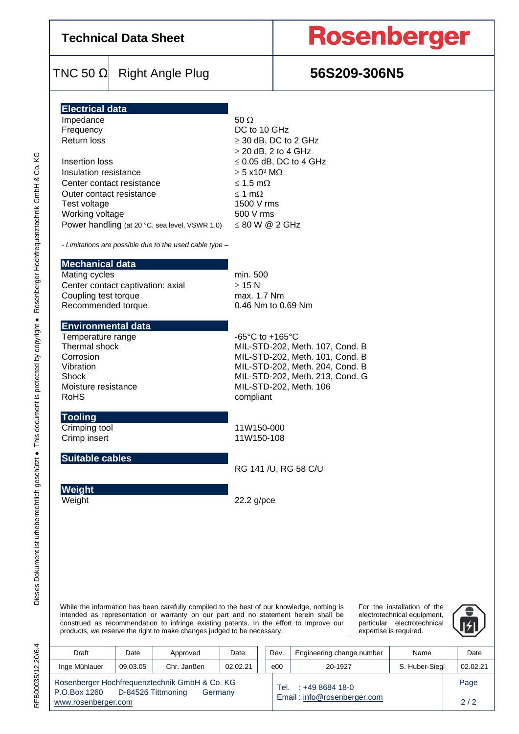# Technical Data Sheet

**Rosenberger**

TNC 50 Ω Right Angle Plug

**56S209-306N5**

## Electrical data

| | |
|---|---|
| Impedance | 50 Ω |
| Frequency | DC to 10 GHz |
| Return loss | ≥ 30 dB, DC to 2 GHz<br>≥ 20 dB, 2 to 4 GHz |
| Insertion loss | ≤ 0.05 dB, DC to 4 GHz |
| Insulation resistance | ≥ 5 x10³ MΩ |
| Center contact resistance | ≤ 1.5 mΩ |
| Outer contact resistance | ≤ 1 mΩ |
| Test voltage | 1500 V rms |
| Working voltage | 500 V rms |
| Power handling (at 20 °C, sea level, VSWR 1.0) | ≤ 80 W @ 2 GHz |

*- Limitations are possible due to the used cable type –*

## Mechanical data

| | |
|---|---|
| Mating cycles | min. 500 |
| Center contact captivation: axial | ≥ 15 N |
| Coupling test torque | max. 1.7 Nm |
| Recommended torque | 0.46 Nm to 0.69 Nm |

## Environmental data

| | |
|---|---|
| Temperature range | -65°C to +165°C |
| Thermal shock | MIL-STD-202, Meth. 107, Cond. B |
| Corrosion | MIL-STD-202, Meth. 101, Cond. B |
| Vibration | MIL-STD-202, Meth. 204, Cond. B |
| Shock | MIL-STD-202, Meth. 213, Cond. G |
| Moisture resistance | MIL-STD-202, Meth. 106 |
| RoHS | compliant |

## Tooling

| | |
|---|---|
| Crimping tool | 11W150-000 |
| Crimp insert | 11W150-108 |

## Suitable cables

RG 141 /U, RG 58 C/U

## Weight

| | |
|---|---|
| Weight | 22.2 g/pce |

While the information has been carefully compiled to the best of our knowledge, nothing is intended as representation or warranty on our part and no statement herein shall be construed as recommendation to infringe existing patents. In the effort to improve our products, we reserve the right to make changes judged to be necessary.

For the installation of the electrotechnical equipment, particular electrotechnical expertise is required.

| Draft | Date | Approved | Date | Rev. | Engineering change number | Name | Date |
|---|---|---|---|---|---|---|---|
| Inge Mühlauer | 09.03.05 | Chr. Janßen | 02.02.21 | e00 | 20-1927 | S. Huber-Siegl | 02.02.21 |

Rosenberger Hochfrequenztechnik GmbH & Co. KG
P.O.Box 1260 D-84526 Tittmoning Germany
www.rosenberger.com

Tel. : +49 8684 18-0
Email : info@rosenberger.com

RFB00035/12.20/6.4

Dieses Dokument ist urheberrechtlich geschützt ● This document is protected by copyright ● Rosenberger Hochfrequenztechnik GmbH & Co. KG